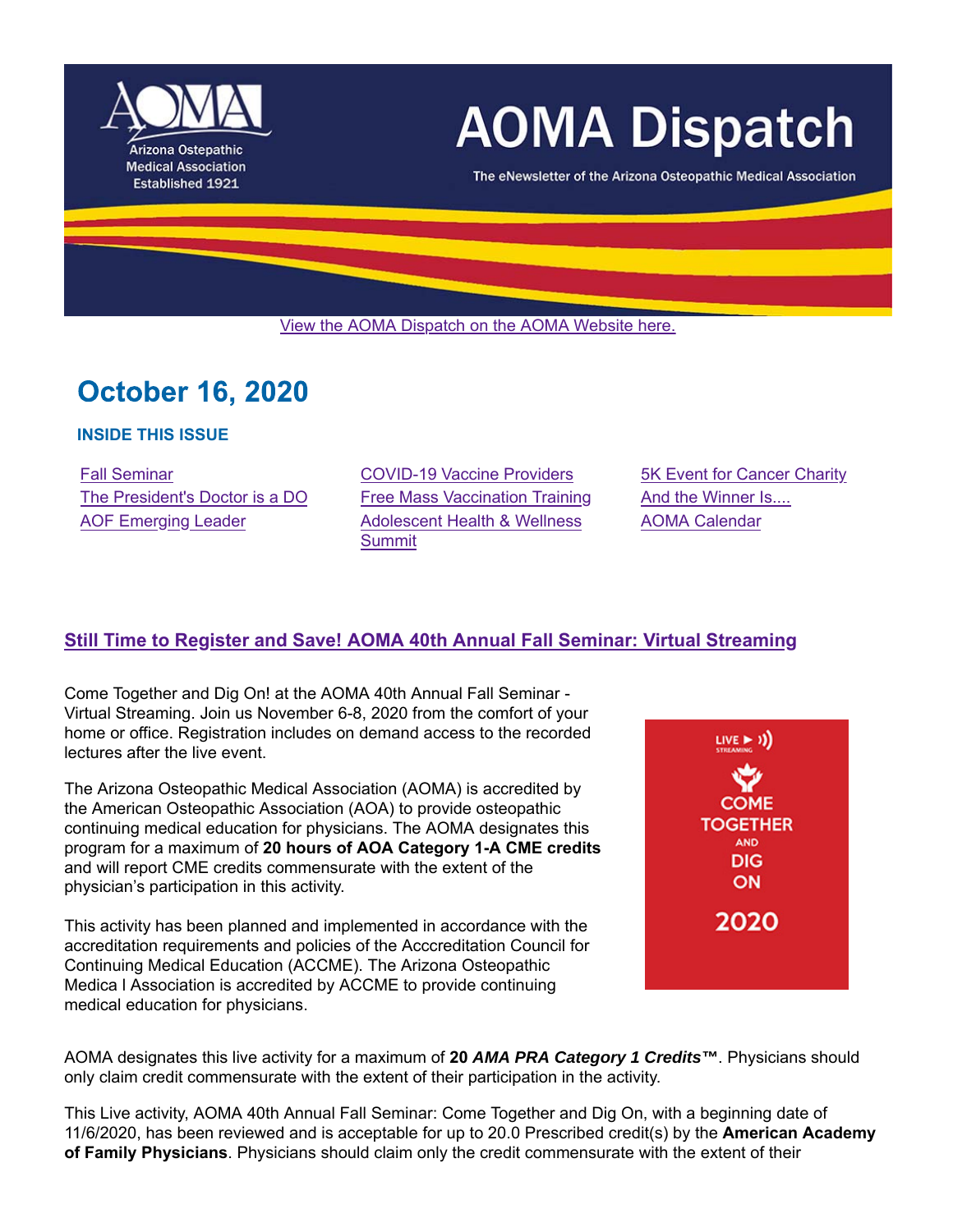# AOMA Dispatch

The eNewsletter of the Arizona Osteopathic Medical Association

Arizona Osteopathic Medical Association Established 1921

View the AOMA Dispatch on the AOMA Website here.

## October 16, 2020

### INSIDE THIS ISSUE

- Fall Seminar
- The President's Doctor is a DO
- AOF Emerging Leader
- COVID-19 Vaccine Providers
- Free Mass Vaccination Training
- Adolescent Health & Wellness Summit
- 5K Event for Cancer Charity
- And the Winner Is....
- AOMA Calendar

## Still Time to Register and Save! AOMA 40th Annual Fall Seminar: Virtual Streaming

Come Together and Dig On! at the AOMA 40th Annual Fall Seminar - Virtual Streaming. Join us November 6-8, 2020 from the comfort of your home or office. Registration includes on demand access to the recorded lectures after the live event.

The Arizona Osteopathic Medical Association (AOMA) is accredited by the American Osteopathic Association (AOA) to provide osteopathic continuing medical education for physicians. The AOMA designates this program for a maximum of **20 hours of AOA Category 1-A CME credits** and will report CME credits commensurate with the extent of the physician's participation in this activity.

This activity has been planned and implemented in accordance with the accreditation requirements and policies of the Acccreditation Council for Continuing Medical Education (ACCME). The Arizona Osteopathic Medica l Association is accredited by ACCME to provide continuing medical education for physicians.

LIVE STREAMING COME TOGETHER AND DIG ON 2020

AOMA designates this live activity for a maximum of **20 *AMA PRA Category 1 Credits*™**. Physicians should only claim credit commensurate with the extent of their participation in the activity.

This Live activity, AOMA 40th Annual Fall Seminar: Come Together and Dig On, with a beginning date of 11/6/2020, has been reviewed and is acceptable for up to 20.0 Prescribed credit(s) by the **American Academy of Family Physicians**. Physicians should claim only the credit commensurate with the extent of their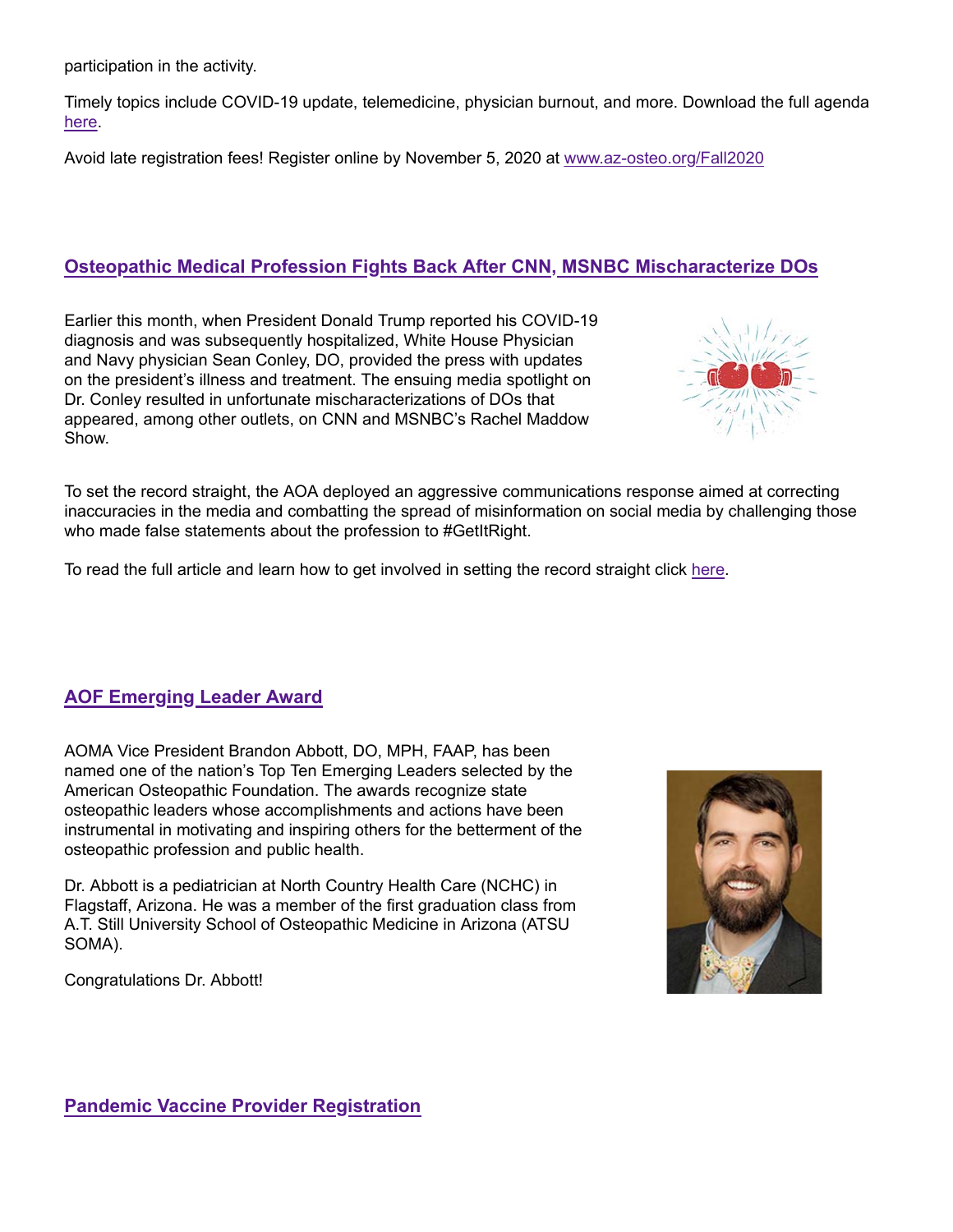participation in the activity.

Timely topics include COVID-19 update, telemedicine, physician burnout, and more. Download the full agenda [here](#).

Avoid late registration fees! Register online by November 5, 2020 at [www.az-osteo.org/Fall2020](http://www.az-osteo.org/Fall2020)

## [Osteopathic Medical Profession Fights Back After CNN, MSNBC Mischaracterize DOs](#)

Earlier this month, when President Donald Trump reported his COVID-19 diagnosis and was subsequently hospitalized, White House Physician and Navy physician Sean Conley, DO, provided the press with updates on the president's illness and treatment. The ensuing media spotlight on Dr. Conley resulted in unfortunate mischaracterizations of DOs that appeared, among other outlets, on CNN and MSNBC's Rachel Maddow Show.

To set the record straight, the AOA deployed an aggressive communications response aimed at correcting inaccuracies in the media and combatting the spread of misinformation on social media by challenging those who made false statements about the profession to #GetItRight.

To read the full article and learn how to get involved in setting the record straight click [here](#).

## [AOF Emerging Leader Award](#)

AOMA Vice President Brandon Abbott, DO, MPH, FAAP, has been named one of the nation's Top Ten Emerging Leaders selected by the American Osteopathic Foundation. The awards recognize state osteopathic leaders whose accomplishments and actions have been instrumental in motivating and inspiring others for the betterment of the osteopathic profession and public health.

Dr. Abbott is a pediatrician at North Country Health Care (NCHC) in Flagstaff, Arizona. He was a member of the first graduation class from A.T. Still University School of Osteopathic Medicine in Arizona (ATSU SOMA).

Congratulations Dr. Abbott!

## [Pandemic Vaccine Provider Registration](#)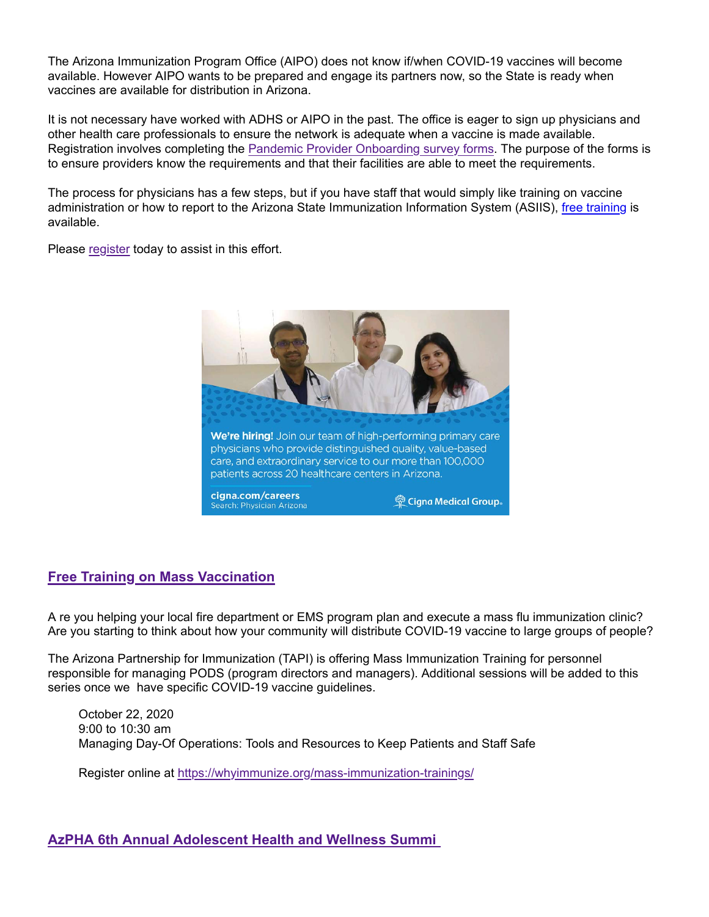The Arizona Immunization Program Office (AIPO) does not know if/when COVID-19 vaccines will become available. However AIPO wants to be prepared and engage its partners now, so the State is ready when vaccines are available for distribution in Arizona.

It is not necessary have worked with ADHS or AIPO in the past. The office is eager to sign up physicians and other health care professionals to ensure the network is adequate when a vaccine is made available. Registration involves completing the Pandemic Provider Onboarding survey forms. The purpose of the forms is to ensure providers know the requirements and that their facilities are able to meet the requirements.

The process for physicians has a few steps, but if you have staff that would simply like training on vaccine administration or how to report to the Arizona State Immunization Information System (ASIIS), free training is available.

Please register today to assist in this effort.

## Free Training on Mass Vaccination

A re you helping your local fire department or EMS program plan and execute a mass flu immunization clinic? Are you starting to think about how your community will distribute COVID-19 vaccine to large groups of people?

The Arizona Partnership for Immunization (TAPI) is offering Mass Immunization Training for personnel responsible for managing PODS (program directors and managers). Additional sessions will be added to this series once we have specific COVID-19 vaccine guidelines.

> October 22, 2020
> 9:00 to 10:30 am
> Managing Day-Of Operations: Tools and Resources to Keep Patients and Staff Safe
>
> Register online at https://whyimmunize.org/mass-immunization-trainings/

## AzPHA 6th Annual Adolescent Health and Wellness Summi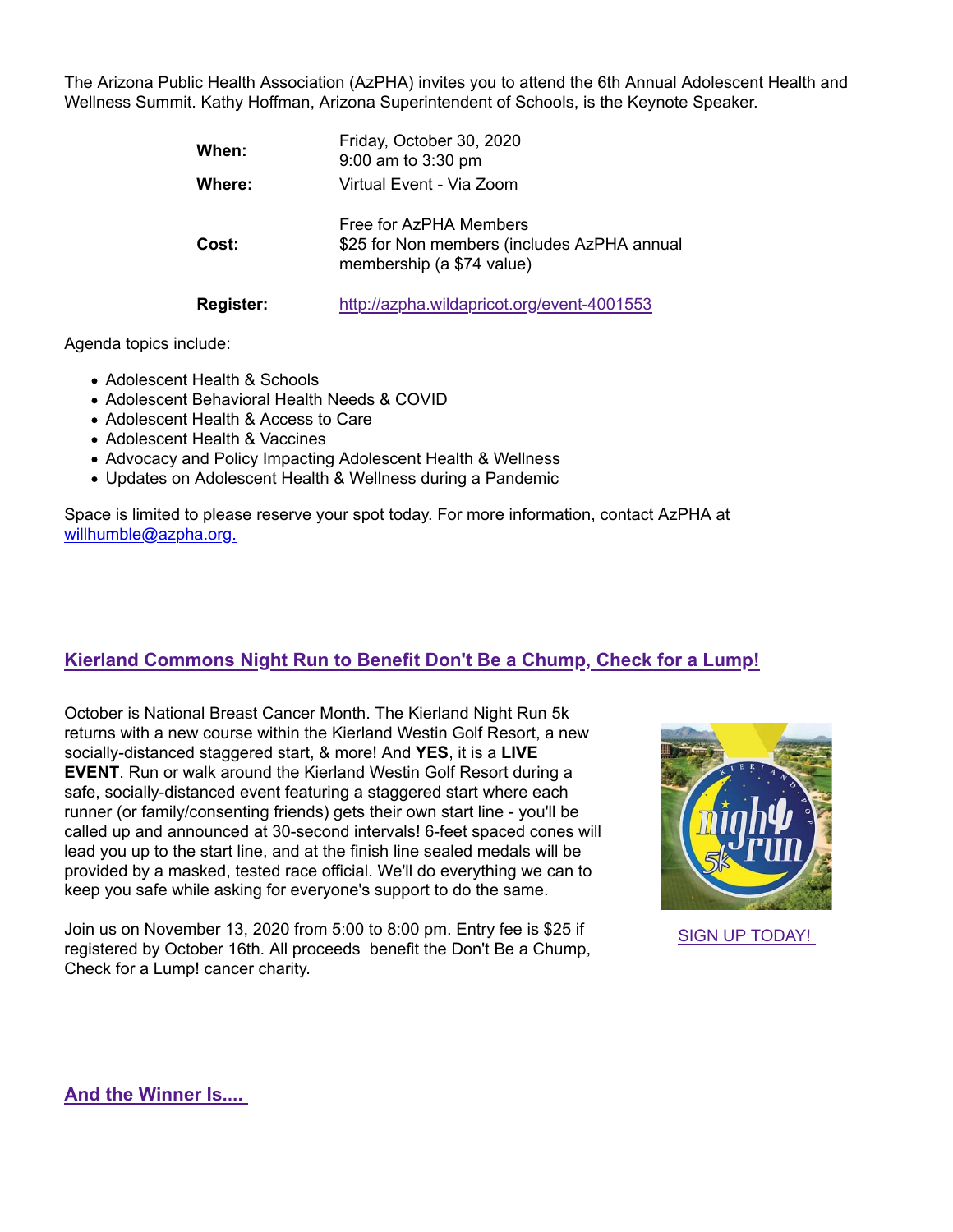The Arizona Public Health Association (AzPHA) invites you to attend the 6th Annual Adolescent Health and Wellness Summit. Kathy Hoffman, Arizona Superintendent of Schools, is the Keynote Speaker.

| | |
|---|---|
| **When:** | Friday, October 30, 2020<br>9:00 am to 3:30 pm |
| **Where:** | Virtual Event - Via Zoom |
| **Cost:** | Free for AzPHA Members<br>$25 for Non members (includes AzPHA annual membership (a $74 value) |
| **Register:** | http://azpha.wildapricot.org/event-4001553 |

Agenda topics include:

- Adolescent Health & Schools
- Adolescent Behavioral Health Needs & COVID
- Adolescent Health & Access to Care
- Adolescent Health & Vaccines
- Advocacy and Policy Impacting Adolescent Health & Wellness
- Updates on Adolescent Health & Wellness during a Pandemic

Space is limited to please reserve your spot today. For more information, contact AzPHA at willhumble@azpha.org.

## Kierland Commons Night Run to Benefit Don't Be a Chump, Check for a Lump!

October is National Breast Cancer Month. The Kierland Night Run 5k returns with a new course within the Kierland Westin Golf Resort, a new socially-distanced staggered start, & more! And **YES**, it is a **LIVE EVENT**. Run or walk around the Kierland Westin Golf Resort during a safe, socially-distanced event featuring a staggered start where each runner (or family/consenting friends) gets their own start line - you'll be called up and announced at 30-second intervals! 6-feet spaced cones will lead you up to the start line, and at the finish line sealed medals will be provided by a masked, tested race official. We'll do everything we can to keep you safe while asking for everyone's support to do the same.

Join us on November 13, 2020 from 5:00 to 8:00 pm. Entry fee is $25 if registered by October 16th. All proceeds benefit the Don't Be a Chump, Check for a Lump! cancer charity.

SIGN UP TODAY!

## And the Winner Is....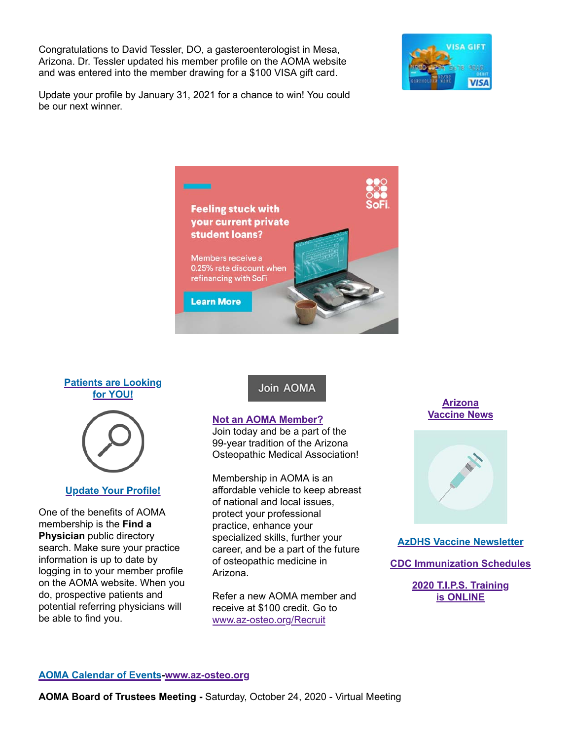Congratulations to David Tessler, DO, a gasteroenterologist in Mesa, Arizona. Dr. Tessler updated his member profile on the AOMA website and was entered into the member drawing for a $100 VISA gift card.

Update your profile by January 31, 2021 for a chance to win! You could be our next winner.

**Feeling stuck with your current private student loans?**

Members receive a 0.25% rate discount when refinancing with SoFi

**Learn More**

**Patients are Looking for YOU!**

**Update Your Profile!**

One of the benefits of AOMA membership is the **Find a Physician** public directory search. Make sure your practice information is up to date by logging in to your member profile on the AOMA website. When you do, prospective patients and potential referring physicians will be able to find you.

Join AOMA

**Not an AOMA Member?**
Join today and be a part of the 99-year tradition of the Arizona Osteopathic Medical Association!

Membership in AOMA is an affordable vehicle to keep abreast of national and local issues, protect your professional practice, enhance your specialized skills, further your career, and be a part of the future of osteopathic medicine in Arizona.

Refer a new AOMA member and receive at $100 credit. Go to www.az-osteo.org/Recruit

**Arizona Vaccine News**

**AzDHS Vaccine Newsletter**

**CDC Immunization Schedules**

**2020 T.I.P.S. Training is ONLINE**

**AOMA Calendar of Events-www.az-osteo.org**

**AOMA Board of Trustees Meeting -** Saturday, October 24, 2020 - Virtual Meeting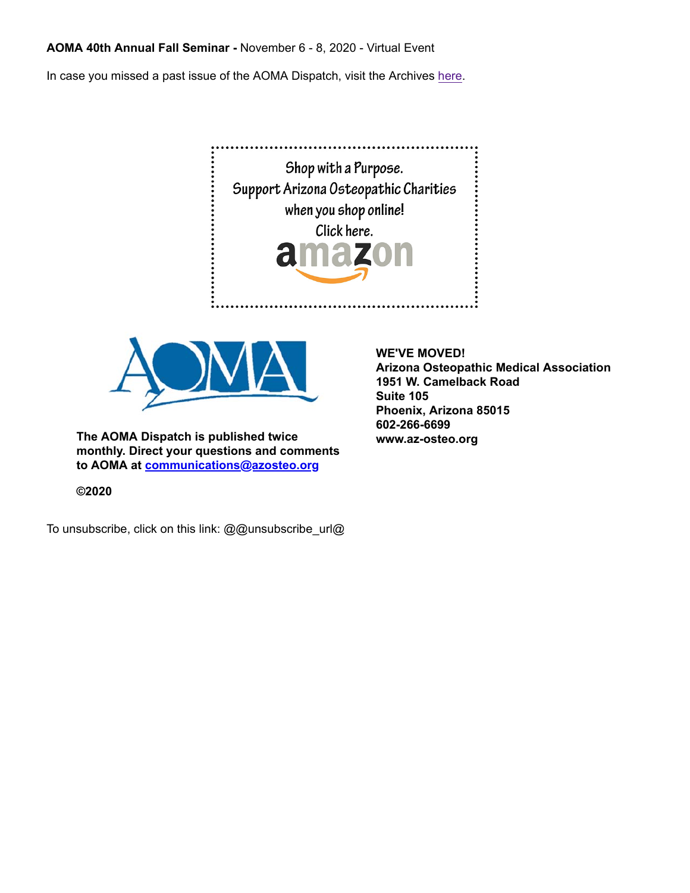**AOMA 40th Annual Fall Seminar -** November 6 - 8, 2020 - Virtual Event

In case you missed a past issue of the AOMA Dispatch, visit the Archives here.

Shop with a Purpose.
Support Arizona Osteopathic Charities
when you shop online!
Click here.

amazon

**WE'VE MOVED!**
**Arizona Osteopathic Medical Association**
**1951 W. Camelback Road**
**Suite 105**
**Phoenix, Arizona 85015**
**602-266-6699**
**www.az-osteo.org**

**The AOMA Dispatch is published twice monthly. Direct your questions and comments to AOMA at communications@azosteo.org**

**©2020**

To unsubscribe, click on this link: @@unsubscribe_url@